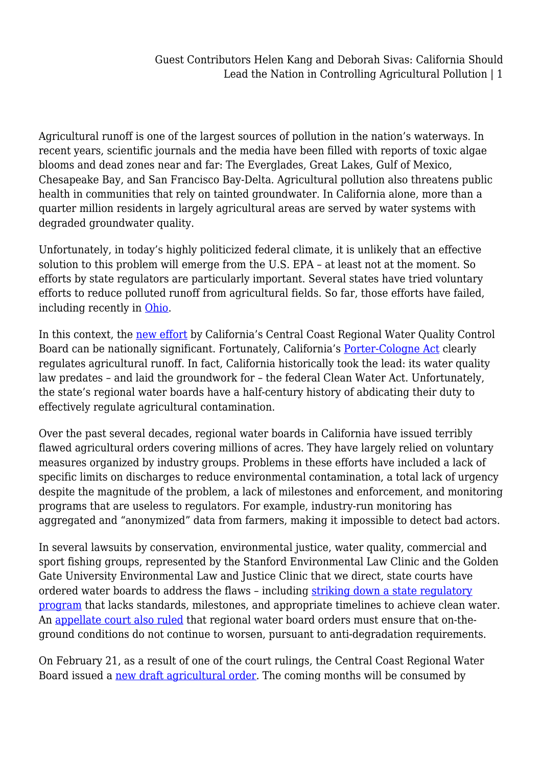Agricultural runoff is one of the largest sources of pollution in the nation's waterways. In recent years, scientific journals and the media have been filled with reports of toxic algae blooms and dead zones near and far: The Everglades, Great Lakes, Gulf of Mexico, Chesapeake Bay, and San Francisco Bay-Delta. Agricultural pollution also threatens public health in communities that rely on tainted groundwater. In California alone, more than a quarter million residents in largely agricultural areas are served by water systems with degraded groundwater quality.

Unfortunately, in today's highly politicized federal climate, it is unlikely that an effective solution to this problem will emerge from the U.S. EPA – at least not at the moment. So efforts by state regulators are particularly important. Several states have tried voluntary efforts to reduce polluted runoff from agricultural fields. So far, those efforts have failed, including recently in Ohio.

In this context, the new effort by California's Central Coast Regional Water Quality Control Board can be nationally significant. Fortunately, California's Porter-Cologne Act clearly regulates agricultural runoff. In fact, California historically took the lead: its water quality law predates – and laid the groundwork for – the federal Clean Water Act. Unfortunately, the state's regional water boards have a half-century history of abdicating their duty to effectively regulate agricultural contamination.

Over the past several decades, regional water boards in California have issued terribly flawed agricultural orders covering millions of acres. They have largely relied on voluntary measures organized by industry groups. Problems in these efforts have included a lack of specific limits on discharges to reduce environmental contamination, a total lack of urgency despite the magnitude of the problem, a lack of milestones and enforcement, and monitoring programs that are useless to regulators. For example, industry-run monitoring has aggregated and "anonymized" data from farmers, making it impossible to detect bad actors.

In several lawsuits by conservation, environmental justice, water quality, commercial and sport fishing groups, represented by the Stanford Environmental Law Clinic and the Golden Gate University Environmental Law and Justice Clinic that we direct, state courts have ordered water boards to address the flaws – including striking down a state regulatory program that lacks standards, milestones, and appropriate timelines to achieve clean water. An appellate court also ruled that regional water board orders must ensure that on-the-ground conditions do not continue to worsen, pursuant to anti-degradation requirements.

On February 21, as a result of one of the court rulings, the Central Coast Regional Water Board issued a new draft agricultural order. The coming months will be consumed by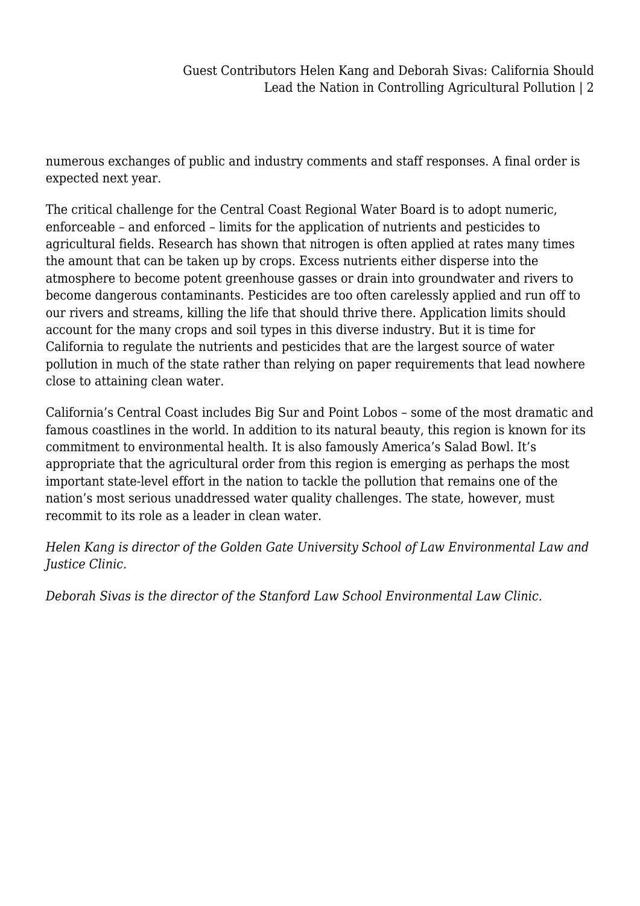numerous exchanges of public and industry comments and staff responses. A final order is expected next year.

The critical challenge for the Central Coast Regional Water Board is to adopt numeric, enforceable – and enforced – limits for the application of nutrients and pesticides to agricultural fields. Research has shown that nitrogen is often applied at rates many times the amount that can be taken up by crops. Excess nutrients either disperse into the atmosphere to become potent greenhouse gasses or drain into groundwater and rivers to become dangerous contaminants. Pesticides are too often carelessly applied and run off to our rivers and streams, killing the life that should thrive there. Application limits should account for the many crops and soil types in this diverse industry. But it is time for California to regulate the nutrients and pesticides that are the largest source of water pollution in much of the state rather than relying on paper requirements that lead nowhere close to attaining clean water.

California's Central Coast includes Big Sur and Point Lobos – some of the most dramatic and famous coastlines in the world. In addition to its natural beauty, this region is known for its commitment to environmental health. It is also famously America's Salad Bowl. It's appropriate that the agricultural order from this region is emerging as perhaps the most important state-level effort in the nation to tackle the pollution that remains one of the nation's most serious unaddressed water quality challenges. The state, however, must recommit to its role as a leader in clean water.

*Helen Kang is director of the Golden Gate University School of Law Environmental Law and Justice Clinic.*

*Deborah Sivas is the director of the Stanford Law School Environmental Law Clinic.*